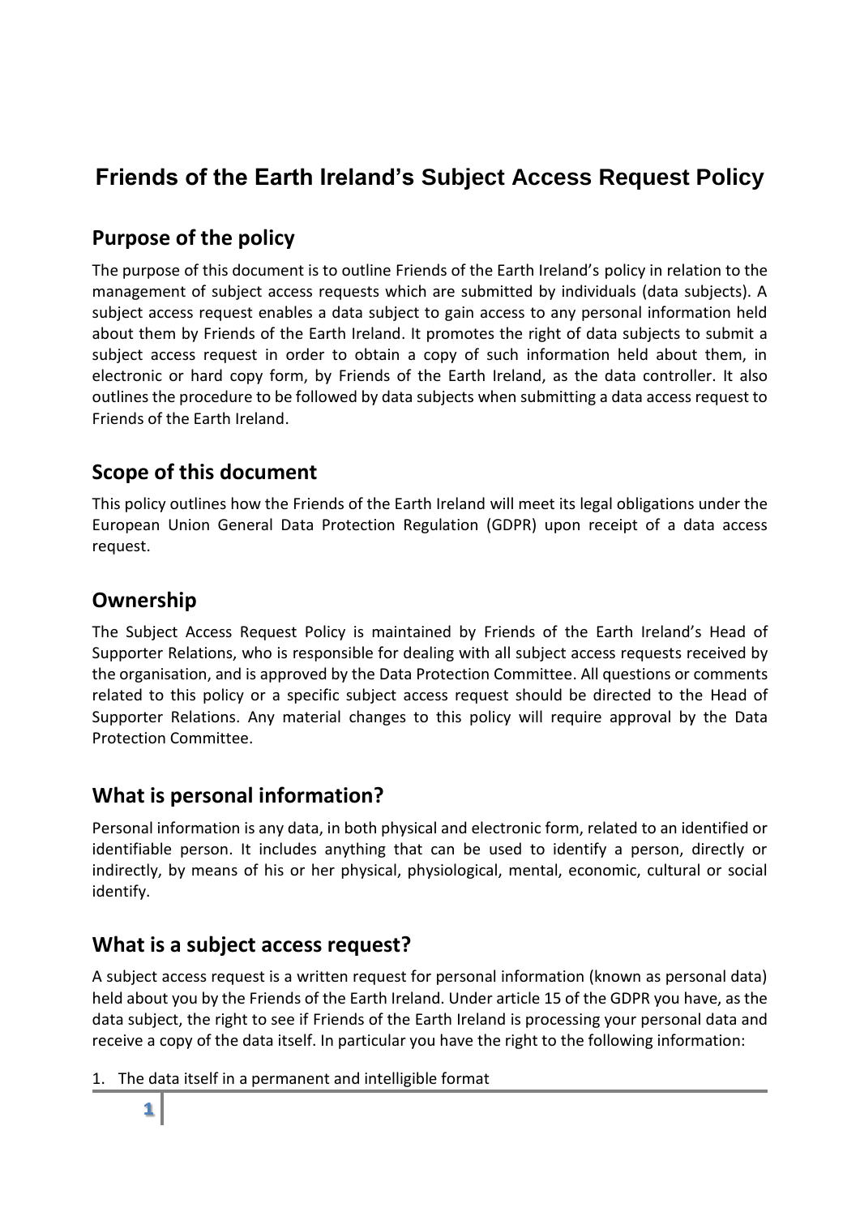# Friends of the Earth Ireland's Subject Access Request Policy

## Purpose of the policy

The purpose of this document is to outline Friends of the Earth Ireland's policy in relation to the management of subject access requests which are submitted by individuals (data subjects). A subject access request enables a data subject to gain access to any personal information held about them by Friends of the Earth Ireland. It promotes the right of data subjects to submit a subject access request in order to obtain a copy of such information held about them, in electronic or hard copy form, by Friends of the Earth Ireland, as the data controller. It also outlines the procedure to be followed by data subjects when submitting a data access request to Friends of the Earth Ireland.

## Scope of this document

This policy outlines how the Friends of the Earth Ireland will meet its legal obligations under the European Union General Data Protection Regulation (GDPR) upon receipt of a data access request.

## Ownership

The Subject Access Request Policy is maintained by Friends of the Earth Ireland's Head of Supporter Relations, who is responsible for dealing with all subject access requests received by the organisation, and is approved by the Data Protection Committee. All questions or comments related to this policy or a specific subject access request should be directed to the Head of Supporter Relations. Any material changes to this policy will require approval by the Data Protection Committee.

## What is personal information?

Personal information is any data, in both physical and electronic form, related to an identified or identifiable person. It includes anything that can be used to identify a person, directly or indirectly, by means of his or her physical, physiological, mental, economic, cultural or social identify.

## What is a subject access request?

A subject access request is a written request for personal information (known as personal data) held about you by the Friends of the Earth Ireland. Under article 15 of the GDPR you have, as the data subject, the right to see if Friends of the Earth Ireland is processing your personal data and receive a copy of the data itself. In particular you have the right to the following information:

1. The data itself in a permanent and intelligible format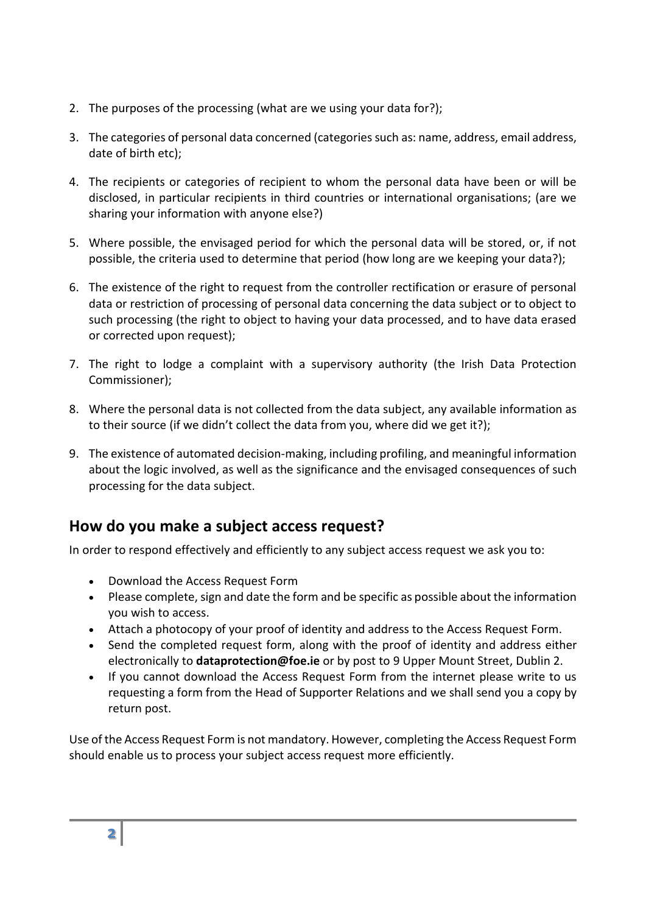2. The purposes of the processing (what are we using your data for?);
3. The categories of personal data concerned (categories such as: name, address, email address, date of birth etc);
4. The recipients or categories of recipient to whom the personal data have been or will be disclosed, in particular recipients in third countries or international organisations; (are we sharing your information with anyone else?)
5. Where possible, the envisaged period for which the personal data will be stored, or, if not possible, the criteria used to determine that period (how long are we keeping your data?);
6. The existence of the right to request from the controller rectification or erasure of personal data or restriction of processing of personal data concerning the data subject or to object to such processing (the right to object to having your data processed, and to have data erased or corrected upon request);
7. The right to lodge a complaint with a supervisory authority (the Irish Data Protection Commissioner);
8. Where the personal data is not collected from the data subject, any available information as to their source (if we didn't collect the data from you, where did we get it?);
9. The existence of automated decision-making, including profiling, and meaningful information about the logic involved, as well as the significance and the envisaged consequences of such processing for the data subject.

## How do you make a subject access request?

In order to respond effectively and efficiently to any subject access request we ask you to:

- Download the Access Request Form
- Please complete, sign and date the form and be specific as possible about the information you wish to access.
- Attach a photocopy of your proof of identity and address to the Access Request Form.
- Send the completed request form, along with the proof of identity and address either electronically to **dataprotection@foe.ie** or by post to 9 Upper Mount Street, Dublin 2.
- If you cannot download the Access Request Form from the internet please write to us requesting a form from the Head of Supporter Relations and we shall send you a copy by return post.

Use of the Access Request Form is not mandatory. However, completing the Access Request Form should enable us to process your subject access request more efficiently.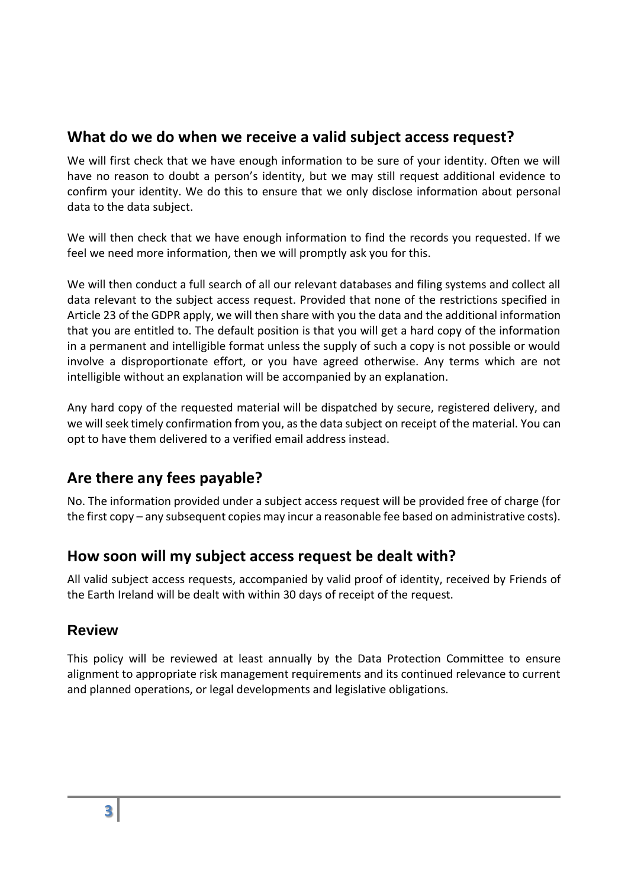## What do we do when we receive a valid subject access request?

We will first check that we have enough information to be sure of your identity. Often we will have no reason to doubt a person's identity, but we may still request additional evidence to confirm your identity. We do this to ensure that we only disclose information about personal data to the data subject.

We will then check that we have enough information to find the records you requested. If we feel we need more information, then we will promptly ask you for this.

We will then conduct a full search of all our relevant databases and filing systems and collect all data relevant to the subject access request. Provided that none of the restrictions specified in Article 23 of the GDPR apply, we will then share with you the data and the additional information that you are entitled to. The default position is that you will get a hard copy of the information in a permanent and intelligible format unless the supply of such a copy is not possible or would involve a disproportionate effort, or you have agreed otherwise. Any terms which are not intelligible without an explanation will be accompanied by an explanation.

Any hard copy of the requested material will be dispatched by secure, registered delivery, and we will seek timely confirmation from you, as the data subject on receipt of the material. You can opt to have them delivered to a verified email address instead.

## Are there any fees payable?

No. The information provided under a subject access request will be provided free of charge (for the first copy – any subsequent copies may incur a reasonable fee based on administrative costs).

## How soon will my subject access request be dealt with?

All valid subject access requests, accompanied by valid proof of identity, received by Friends of the Earth Ireland will be dealt with within 30 days of receipt of the request.

## Review

This policy will be reviewed at least annually by the Data Protection Committee to ensure alignment to appropriate risk management requirements and its continued relevance to current and planned operations, or legal developments and legislative obligations.